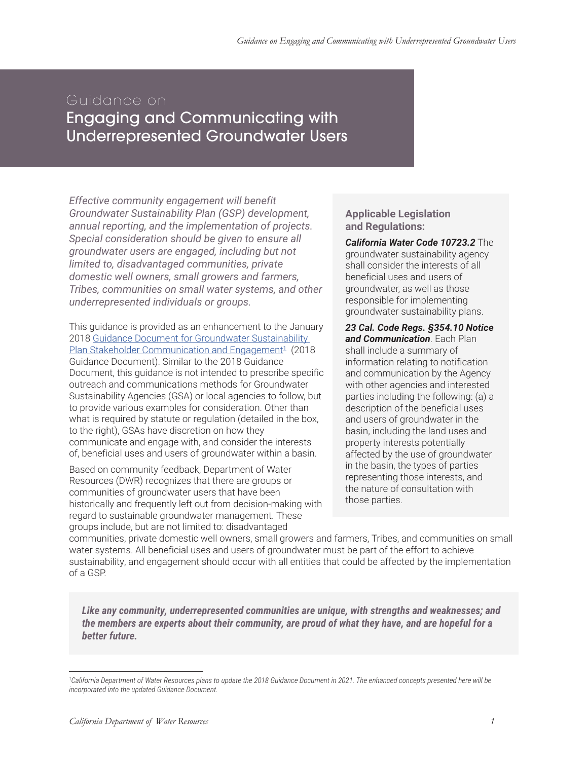# Guidance on Engaging and Communicating with Underrepresented Groundwater Users

*Effective community engagement will benefit Groundwater Sustainability Plan (GSP) development, annual reporting, and the implementation of projects. Special consideration should be given to ensure all groundwater users are engaged, including but not limited to, disadvantaged communities, private domestic well owners, small growers and farmers, Tribes, communities on small water systems, and other underrepresented individuals or groups.*

This guidance is provided as an enhancement to the January 2018 Guidance Document for Groundwater Sustainability Plan Stakeholder Communication and Engagement[1] (2018 Guidance Document). Similar to the 2018 Guidance Document, this guidance is not intended to prescribe specific outreach and communications methods for Groundwater Sustainability Agencies (GSA) or local agencies to follow, but to provide various examples for consideration. Other than what is required by statute or regulation (detailed in the box, to the right), GSAs have discretion on how they communicate and engage with, and consider the interests of, beneficial uses and users of groundwater within a basin.

Based on community feedback, Department of Water Resources (DWR) recognizes that there are groups or communities of groundwater users that have been historically and frequently left out from decision-making with regard to sustainable groundwater management. These groups include, but are not limited to: disadvantaged communities, private domestic well owners, small growers and farmers, Tribes, and communities on small water systems. All beneficial uses and users of groundwater must be part of the effort to achieve sustainability, and engagement should occur with all entities that could be affected by the implementation of a GSP.

### Applicable Legislation and Regulations:

***California Water Code 10723.2*** The groundwater sustainability agency shall consider the interests of all beneficial uses and users of groundwater, as well as those responsible for implementing groundwater sustainability plans.

***23 Cal. Code Regs. §354.10 Notice and Communication***. Each Plan shall include a summary of information relating to notification and communication by the Agency with other agencies and interested parties including the following: (a) a description of the beneficial uses and users of groundwater in the basin, including the land uses and property interests potentially affected by the use of groundwater in the basin, the types of parties representing those interests, and the nature of consultation with those parties.

***Like any community, underrepresented communities are unique, with strengths and weaknesses; and the members are experts about their community, are proud of what they have, and are hopeful for a better future.***

[1] *California Department of Water Resources plans to update the 2018 Guidance Document in 2021. The enhanced concepts presented here will be incorporated into the updated Guidance Document.*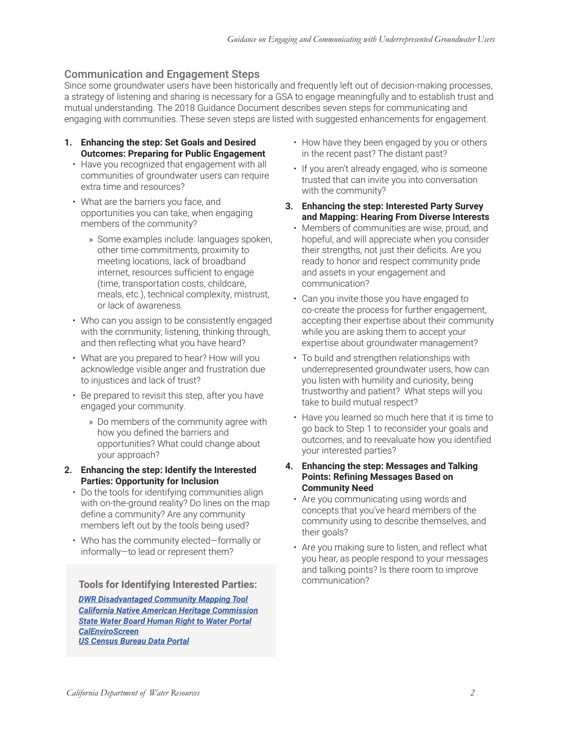## Communication and Engagement Steps

Since some groundwater users have been historically and frequently left out of decision-making processes, a strategy of listening and sharing is necessary for a GSA to engage meaningfully and to establish trust and mutual understanding. The 2018 Guidance Document describes seven steps for communicating and engaging with communities. These seven steps are listed with suggested enhancements for engagement.

1. **Enhancing the step: Set Goals and Desired Outcomes: Preparing for Public Engagement**
   - Have you recognized that engagement with all communities of groundwater users can require extra time and resources?
   - What are the barriers you face, and opportunities you can take, when engaging members of the community?
     - Some examples include: languages spoken, other time commitments, proximity to meeting locations, lack of broadband internet, resources sufficient to engage (time, transportation costs, childcare, meals, etc.), technical complexity, mistrust, or lack of awareness.
   - Who can you assign to be consistently engaged with the community; listening, thinking through, and then reflecting what you have heard?
   - What are you prepared to hear? How will you acknowledge visible anger and frustration due to injustices and lack of trust?
   - Be prepared to revisit this step, after you have engaged your community.
     - Do members of the community agree with how you defined the barriers and opportunities? What could change about your approach?

2. **Enhancing the step: Identify the Interested Parties: Opportunity for Inclusion**
   - Do the tools for identifying communities align with on-the-ground reality? Do lines on the map define a community? Are any community members left out by the tools being used?
   - Who has the community elected—formally or informally—to lead or represent them?
   - How have they been engaged by you or others in the recent past? The distant past?
   - If you aren't already engaged, who is someone trusted that can invite you into conversation with the community?

> **Tools for Identifying Interested Parties:**
>
> *DWR Disadvantaged Community Mapping Tool*
> *California Native American Heritage Commission*
> *State Water Board Human Right to Water Portal*
> *CalEnviroScreen*
> *US Census Bureau Data Portal*

3. **Enhancing the step: Interested Party Survey and Mapping: Hearing From Diverse Interests**
   - Members of communities are wise, proud, and hopeful, and will appreciate when you consider their strengths, not just their deficits. Are you ready to honor and respect community pride and assets in your engagement and communication?
   - Can you invite those you have engaged to co-create the process for further engagement, accepting their expertise about their community while you are asking them to accept your expertise about groundwater management?
   - To build and strengthen relationships with underrepresented groundwater users, how can you listen with humility and curiosity, being trustworthy and patient? What steps will you take to build mutual respect?
   - Have you learned so much here that it is time to go back to Step 1 to reconsider your goals and outcomes, and to reevaluate how you identified your interested parties?

4. **Enhancing the step: Messages and Talking Points: Refining Messages Based on Community Need**
   - Are you communicating using words and concepts that you've heard members of the community using to describe themselves, and their goals?
   - Are you making sure to listen, and reflect what you hear, as people respond to your messages and talking points? Is there room to improve communication?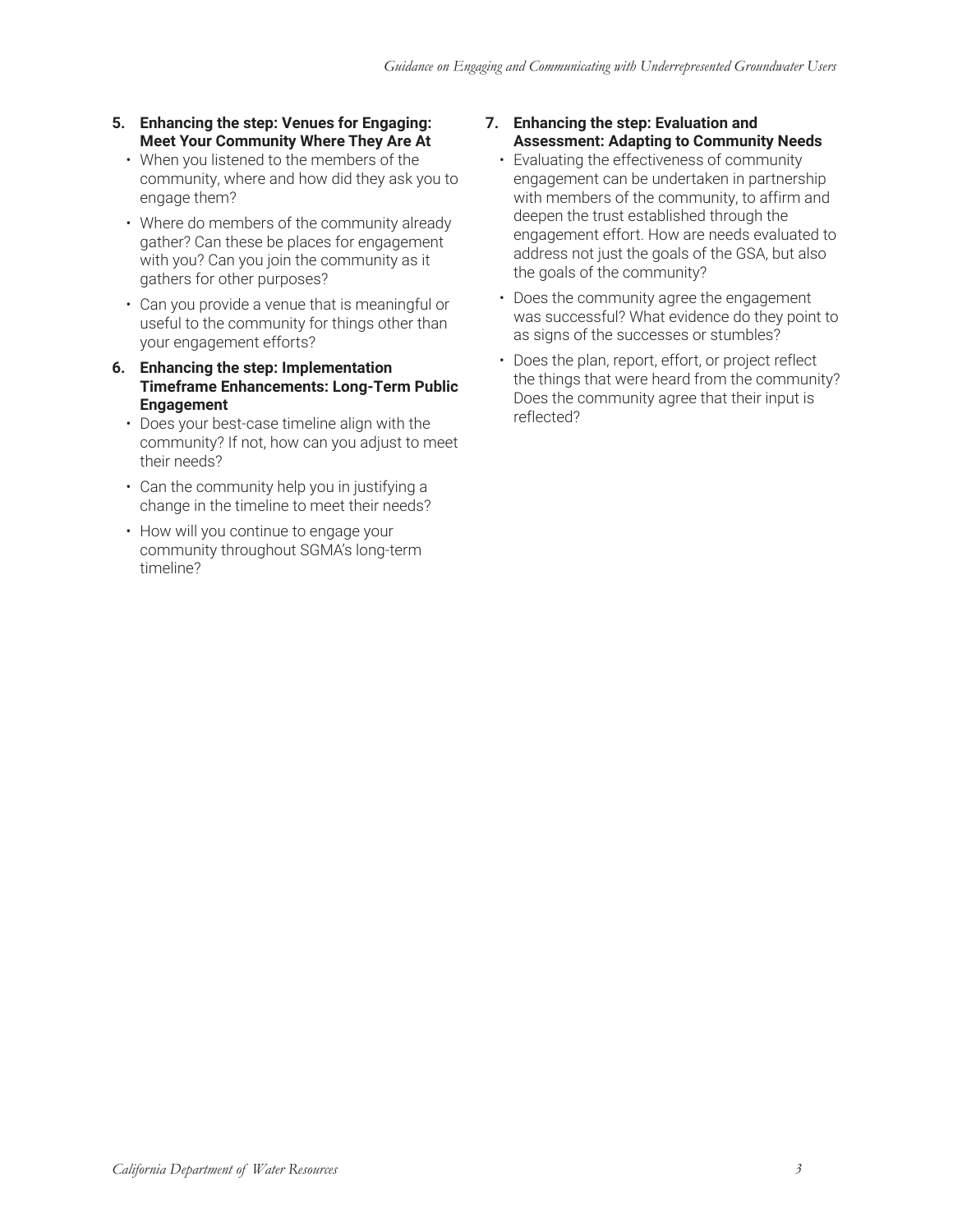5. **Enhancing the step: Venues for Engaging: Meet Your Community Where They Are At**
   - When you listened to the members of the community, where and how did they ask you to engage them?
   - Where do members of the community already gather? Can these be places for engagement with you? Can you join the community as it gathers for other purposes?
   - Can you provide a venue that is meaningful or useful to the community for things other than your engagement efforts?

6. **Enhancing the step: Implementation Timeframe Enhancements: Long-Term Public Engagement**
   - Does your best-case timeline align with the community? If not, how can you adjust to meet their needs?
   - Can the community help you in justifying a change in the timeline to meet their needs?
   - How will you continue to engage your community throughout SGMA's long-term timeline?

7. **Enhancing the step: Evaluation and Assessment: Adapting to Community Needs**
   - Evaluating the effectiveness of community engagement can be undertaken in partnership with members of the community, to affirm and deepen the trust established through the engagement effort. How are needs evaluated to address not just the goals of the GSA, but also the goals of the community?
   - Does the community agree the engagement was successful? What evidence do they point to as signs of the successes or stumbles?
   - Does the plan, report, effort, or project reflect the things that were heard from the community? Does the community agree that their input is reflected?